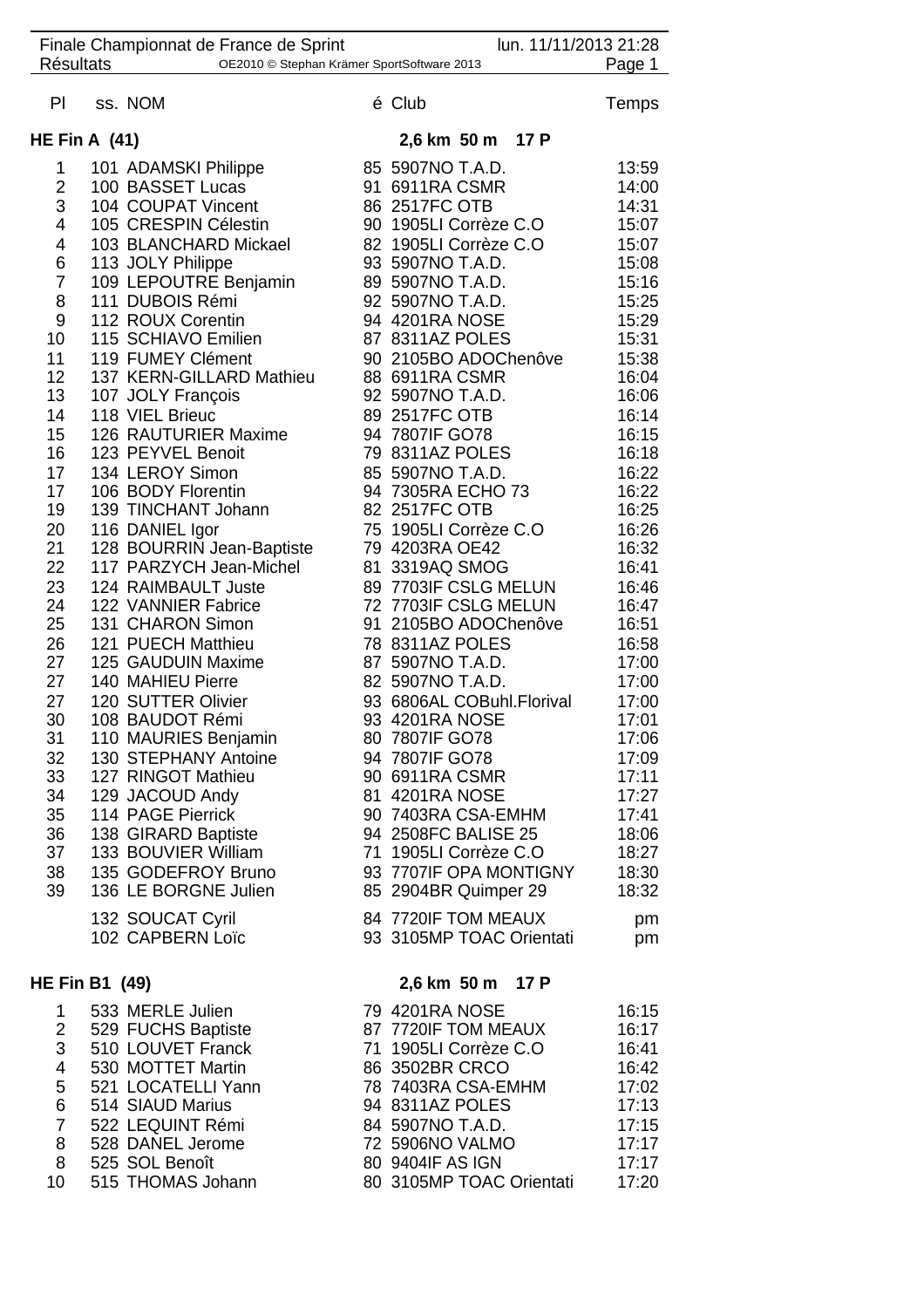Finale Championnat de France de Sprint — lun. 11/11/2013 21:28

Résultats — OE2010 © Stephan Krämer SportSoftware 2013

## HE Fin A (41) — 2,6 km 50 m 17 P

| Pl | ss. | NOM | é | Club | Temps |
|---|---|---|---|---|---|
| 1 | 101 | ADAMSKI Philippe | 85 | 5907NO T.A.D. | 13:59 |
| 2 | 100 | BASSET Lucas | 91 | 6911RA CSMR | 14:00 |
| 3 | 104 | COUPAT Vincent | 86 | 2517FC OTB | 14:31 |
| 4 | 105 | CRESPIN Célestin | 90 | 1905LI Corrèze C.O | 15:07 |
| 4 | 103 | BLANCHARD Mickael | 82 | 1905LI Corrèze C.O | 15:07 |
| 6 | 113 | JOLY Philippe | 93 | 5907NO T.A.D. | 15:08 |
| 7 | 109 | LEPOUTRE Benjamin | 89 | 5907NO T.A.D. | 15:16 |
| 8 | 111 | DUBOIS Rémi | 92 | 5907NO T.A.D. | 15:25 |
| 9 | 112 | ROUX Corentin | 94 | 4201RA NOSE | 15:29 |
| 10 | 115 | SCHIAVO Emilien | 87 | 8311AZ POLES | 15:31 |
| 11 | 119 | FUMEY Clément | 90 | 2105BO ADOChenôve | 15:38 |
| 12 | 137 | KERN-GILLARD Mathieu | 88 | 6911RA CSMR | 16:04 |
| 13 | 107 | JOLY François | 92 | 5907NO T.A.D. | 16:06 |
| 14 | 118 | VIEL Brieuc | 89 | 2517FC OTB | 16:14 |
| 15 | 126 | RAUTURIER Maxime | 94 | 7807IF GO78 | 16:15 |
| 16 | 123 | PEYVEL Benoit | 79 | 8311AZ POLES | 16:18 |
| 17 | 134 | LEROY Simon | 85 | 5907NO T.A.D. | 16:22 |
| 17 | 106 | BODY Florentin | 94 | 7305RA ECHO 73 | 16:22 |
| 19 | 139 | TINCHANT Johann | 82 | 2517FC OTB | 16:25 |
| 20 | 116 | DANIEL Igor | 75 | 1905LI Corrèze C.O | 16:26 |
| 21 | 128 | BOURRIN Jean-Baptiste | 79 | 4203RA OE42 | 16:32 |
| 22 | 117 | PARZYCH Jean-Michel | 81 | 3319AQ SMOG | 16:41 |
| 23 | 124 | RAIMBAULT Juste | 89 | 7703IF CSLG MELUN | 16:46 |
| 24 | 122 | VANNIER Fabrice | 72 | 7703IF CSLG MELUN | 16:47 |
| 25 | 131 | CHARON Simon | 91 | 2105BO ADOChenôve | 16:51 |
| 26 | 121 | PUECH Matthieu | 78 | 8311AZ POLES | 16:58 |
| 27 | 125 | GAUDUIN Maxime | 87 | 5907NO T.A.D. | 17:00 |
| 27 | 140 | MAHIEU Pierre | 82 | 5907NO T.A.D. | 17:00 |
| 27 | 120 | SUTTER Olivier | 93 | 6806AL COBuhl.Florival | 17:00 |
| 30 | 108 | BAUDOT Rémi | 93 | 4201RA NOSE | 17:01 |
| 31 | 110 | MAURIES Benjamin | 80 | 7807IF GO78 | 17:06 |
| 32 | 130 | STEPHANY Antoine | 94 | 7807IF GO78 | 17:09 |
| 33 | 127 | RINGOT Mathieu | 90 | 6911RA CSMR | 17:11 |
| 34 | 129 | JACOUD Andy | 81 | 4201RA NOSE | 17:27 |
| 35 | 114 | PAGE Pierrick | 90 | 7403RA CSA-EMHM | 17:41 |
| 36 | 138 | GIRARD Baptiste | 94 | 2508FC BALISE 25 | 18:06 |
| 37 | 133 | BOUVIER William | 71 | 1905LI Corrèze C.O | 18:27 |
| 38 | 135 | GODEFROY Bruno | 93 | 7707IF OPA MONTIGNY | 18:30 |
| 39 | 136 | LE BORGNE Julien | 85 | 2904BR Quimper 29 | 18:32 |
| | 132 | SOUCAT Cyril | 84 | 7720IF TOM MEAUX | pm |
| | 102 | CAPBERN Loïc | 93 | 3105MP TOAC Orientati | pm |

## HE Fin B1 (49) — 2,6 km 50 m 17 P

| Pl | ss. | NOM | é | Club | Temps |
|---|---|---|---|---|---|
| 1 | 533 | MERLE Julien | 79 | 4201RA NOSE | 16:15 |
| 2 | 529 | FUCHS Baptiste | 87 | 7720IF TOM MEAUX | 16:17 |
| 3 | 510 | LOUVET Franck | 71 | 1905LI Corrèze C.O | 16:41 |
| 4 | 530 | MOTTET Martin | 86 | 3502BR CRCO | 16:42 |
| 5 | 521 | LOCATELLI Yann | 78 | 7403RA CSA-EMHM | 17:02 |
| 6 | 514 | SIAUD Marius | 94 | 8311AZ POLES | 17:13 |
| 7 | 522 | LEQUINT Rémi | 84 | 5907NO T.A.D. | 17:15 |
| 8 | 528 | DANEL Jerome | 72 | 5906NO VALMO | 17:17 |
| 8 | 525 | SOL Benoît | 80 | 9404IF AS IGN | 17:17 |
| 10 | 515 | THOMAS Johann | 80 | 3105MP TOAC Orientati | 17:20 |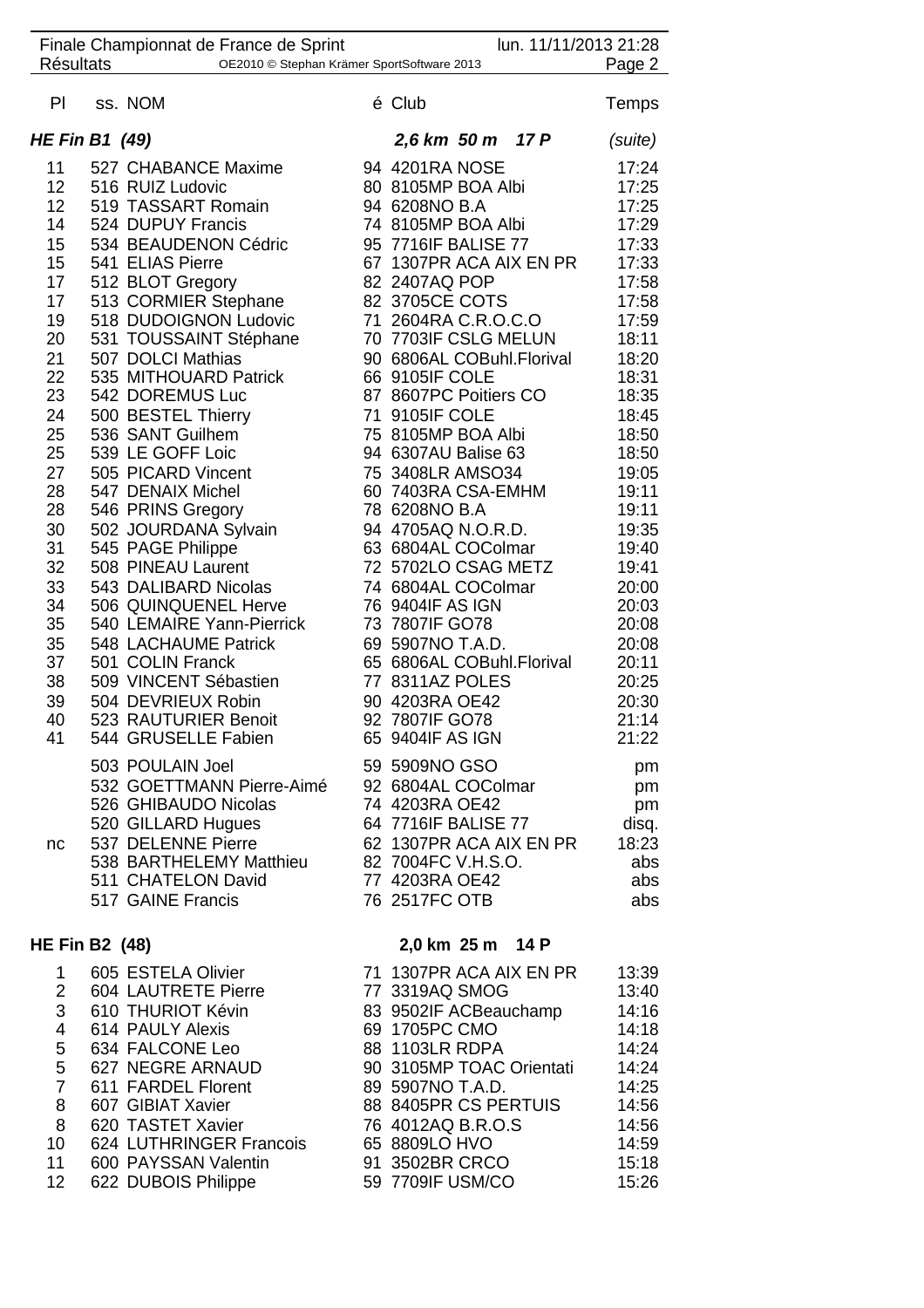Finale Championnat de France de Sprint — lun. 11/11/2013 21:28

Résultats — OE2010 © Stephan Krämer SportSoftware 2013

| Pl | ss. | NOM | é | Club | Temps |
|---|---|---|---|---|---|
| ***HE Fin B1 (49)*** | | | | ***2,6 km 50 m 17 P*** | *(suite)* |
| 11 | 527 | CHABANCE Maxime | 94 | 4201RA NOSE | 17:24 |
| 12 | 516 | RUIZ Ludovic | 80 | 8105MP BOA Albi | 17:25 |
| 12 | 519 | TASSART Romain | 94 | 6208NO B.A | 17:25 |
| 14 | 524 | DUPUY Francis | 74 | 8105MP BOA Albi | 17:29 |
| 15 | 534 | BEAUDENON Cédric | 95 | 7716IF BALISE 77 | 17:33 |
| 15 | 541 | ELIAS Pierre | 67 | 1307PR ACA AIX EN PR | 17:33 |
| 17 | 512 | BLOT Gregory | 82 | 2407AQ POP | 17:58 |
| 17 | 513 | CORMIER Stephane | 82 | 3705CE COTS | 17:58 |
| 19 | 518 | DUDOIGNON Ludovic | 71 | 2604RA C.R.O.C.O | 17:59 |
| 20 | 531 | TOUSSAINT Stéphane | 70 | 7703IF CSLG MELUN | 18:11 |
| 21 | 507 | DOLCI Mathias | 90 | 6806AL COBuhl.Florival | 18:20 |
| 22 | 535 | MITHOUARD Patrick | 66 | 9105IF COLE | 18:31 |
| 23 | 542 | DOREMUS Luc | 87 | 8607PC Poitiers CO | 18:35 |
| 24 | 500 | BESTEL Thierry | 71 | 9105IF COLE | 18:45 |
| 25 | 536 | SANT Guilhem | 75 | 8105MP BOA Albi | 18:50 |
| 25 | 539 | LE GOFF Loic | 94 | 6307AU Balise 63 | 18:50 |
| 27 | 505 | PICARD Vincent | 75 | 3408LR AMSO34 | 19:05 |
| 28 | 547 | DENAIX Michel | 60 | 7403RA CSA-EMHM | 19:11 |
| 28 | 546 | PRINS Gregory | 78 | 6208NO B.A | 19:11 |
| 30 | 502 | JOURDANA Sylvain | 94 | 4705AQ N.O.R.D. | 19:35 |
| 31 | 545 | PAGE Philippe | 63 | 6804AL COColmar | 19:40 |
| 32 | 508 | PINEAU Laurent | 72 | 5702LO CSAG METZ | 19:41 |
| 33 | 543 | DALIBARD Nicolas | 74 | 6804AL COColmar | 20:00 |
| 34 | 506 | QUINQUENEL Herve | 76 | 9404IF AS IGN | 20:03 |
| 35 | 540 | LEMAIRE Yann-Pierrick | 73 | 7807IF GO78 | 20:08 |
| 35 | 548 | LACHAUME Patrick | 69 | 5907NO T.A.D. | 20:08 |
| 37 | 501 | COLIN Franck | 65 | 6806AL COBuhl.Florival | 20:11 |
| 38 | 509 | VINCENT Sébastien | 77 | 8311AZ POLES | 20:25 |
| 39 | 504 | DEVRIEUX Robin | 90 | 4203RA OE42 | 20:30 |
| 40 | 523 | RAUTURIER Benoit | 92 | 7807IF GO78 | 21:14 |
| 41 | 544 | GRUSELLE Fabien | 65 | 9404IF AS IGN | 21:22 |
| | 503 | POULAIN Joel | 59 | 5909NO GSO | pm |
| | 532 | GOETTMANN Pierre-Aimé | 92 | 6804AL COColmar | pm |
| | 526 | GHIBAUDO Nicolas | 74 | 4203RA OE42 | pm |
| | 520 | GILLARD Hugues | 64 | 7716IF BALISE 77 | disq. |
| nc | 537 | DELENNE Pierre | 62 | 1307PR ACA AIX EN PR | 18:23 |
| | 538 | BARTHELEMY Matthieu | 82 | 7004FC V.H.S.O. | abs |
| | 511 | CHATELON David | 77 | 4203RA OE42 | abs |
| | 517 | GAINE Francis | 76 | 2517FC OTB | abs |
| **HE Fin B2 (48)** | | | | **2,0 km 25 m 14 P** | |
| 1 | 605 | ESTELA Olivier | 71 | 1307PR ACA AIX EN PR | 13:39 |
| 2 | 604 | LAUTRETE Pierre | 77 | 3319AQ SMOG | 13:40 |
| 3 | 610 | THURIOT Kévin | 83 | 9502IF ACBeauchamp | 14:16 |
| 4 | 614 | PAULY Alexis | 69 | 1705PC CMO | 14:18 |
| 5 | 634 | FALCONE Leo | 88 | 1103LR RDPA | 14:24 |
| 5 | 627 | NEGRE ARNAUD | 90 | 3105MP TOAC Orientati | 14:24 |
| 7 | 611 | FARDEL Florent | 89 | 5907NO T.A.D. | 14:25 |
| 8 | 607 | GIBIAT Xavier | 88 | 8405PR CS PERTUIS | 14:56 |
| 8 | 620 | TASTET Xavier | 76 | 4012AQ B.R.O.S | 14:56 |
| 10 | 624 | LUTHRINGER Francois | 65 | 8809LO HVO | 14:59 |
| 11 | 600 | PAYSSAN Valentin | 91 | 3502BR CRCO | 15:18 |
| 12 | 622 | DUBOIS Philippe | 59 | 7709IF USM/CO | 15:26 |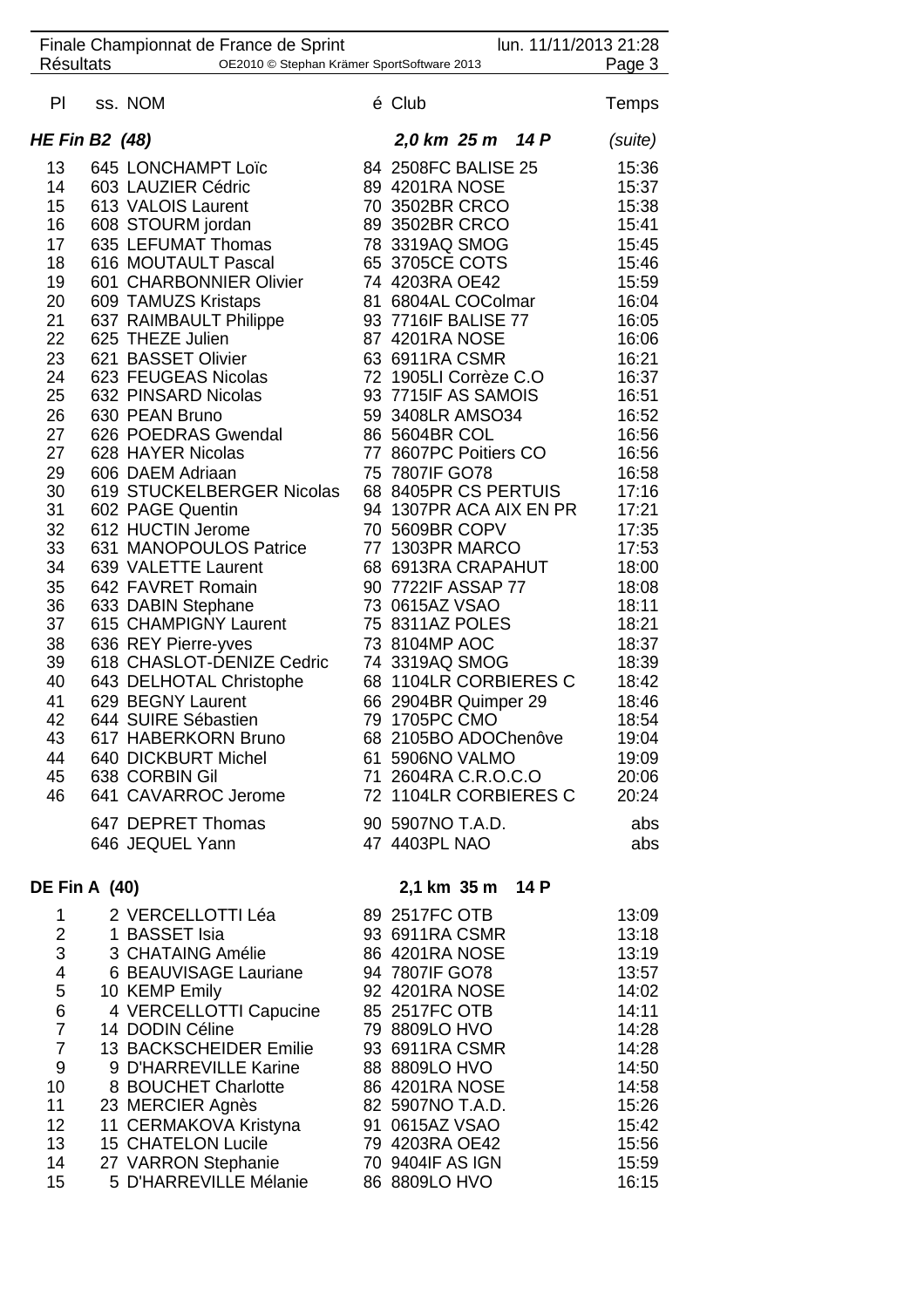Finale Championnat de France de Sprint — lun. 11/11/2013 21:28

Résultats — OE2010 © Stephan Krämer SportSoftware 2013

## HE Fin B2 (48) — 2,0 km 25 m 14 P (suite)

| Pl | ss. | NOM | é | Club | Temps |
|---|---|---|---|---|---|
| 13 | 645 | LONCHAMPT Loïc | 84 | 2508FC BALISE 25 | 15:36 |
| 14 | 603 | LAUZIER Cédric | 89 | 4201RA NOSE | 15:37 |
| 15 | 613 | VALOIS Laurent | 70 | 3502BR CRCO | 15:38 |
| 16 | 608 | STOURM jordan | 89 | 3502BR CRCO | 15:41 |
| 17 | 635 | LEFUMAT Thomas | 78 | 3319AQ SMOG | 15:45 |
| 18 | 616 | MOUTAULT Pascal | 65 | 3705CE COTS | 15:46 |
| 19 | 601 | CHARBONNIER Olivier | 74 | 4203RA OE42 | 15:59 |
| 20 | 609 | TAMUZS Kristaps | 81 | 6804AL COColmar | 16:04 |
| 21 | 637 | RAIMBAULT Philippe | 93 | 7716IF BALISE 77 | 16:05 |
| 22 | 625 | THEZE Julien | 87 | 4201RA NOSE | 16:06 |
| 23 | 621 | BASSET Olivier | 63 | 6911RA CSMR | 16:21 |
| 24 | 623 | FEUGEAS Nicolas | 72 | 1905LI Corrèze C.O | 16:37 |
| 25 | 632 | PINSARD Nicolas | 93 | 7715IF AS SAMOIS | 16:51 |
| 26 | 630 | PEAN Bruno | 59 | 3408LR AMSO34 | 16:52 |
| 27 | 626 | POEDRAS Gwendal | 86 | 5604BR COL | 16:56 |
| 27 | 628 | HAYER Nicolas | 77 | 8607PC Poitiers CO | 16:56 |
| 29 | 606 | DAEM Adriaan | 75 | 7807IF GO78 | 16:58 |
| 30 | 619 | STUCKELBERGER Nicolas | 68 | 8405PR CS PERTUIS | 17:16 |
| 31 | 602 | PAGE Quentin | 94 | 1307PR ACA AIX EN PR | 17:21 |
| 32 | 612 | HUCTIN Jerome | 70 | 5609BR COPV | 17:35 |
| 33 | 631 | MANOPOULOS Patrice | 77 | 1303PR MARCO | 17:53 |
| 34 | 639 | VALETTE Laurent | 68 | 6913RA CRAPAHUT | 18:00 |
| 35 | 642 | FAVRET Romain | 90 | 7722IF ASSAP 77 | 18:08 |
| 36 | 633 | DABIN Stephane | 73 | 0615AZ VSAO | 18:11 |
| 37 | 615 | CHAMPIGNY Laurent | 75 | 8311AZ POLES | 18:21 |
| 38 | 636 | REY Pierre-yves | 73 | 8104MP AOC | 18:37 |
| 39 | 618 | CHASLOT-DENIZE Cedric | 74 | 3319AQ SMOG | 18:39 |
| 40 | 643 | DELHOTAL Christophe | 68 | 1104LR CORBIERES C | 18:42 |
| 41 | 629 | BEGNY Laurent | 66 | 2904BR Quimper 29 | 18:46 |
| 42 | 644 | SUIRE Sébastien | 79 | 1705PC CMO | 18:54 |
| 43 | 617 | HABERKORN Bruno | 68 | 2105BO ADOChenôve | 19:04 |
| 44 | 640 | DICKBURT Michel | 61 | 5906NO VALMO | 19:09 |
| 45 | 638 | CORBIN Gil | 71 | 2604RA C.R.O.C.O | 20:06 |
| 46 | 641 | CAVARROC Jerome | 72 | 1104LR CORBIERES C | 20:24 |
| | 647 | DEPRET Thomas | 90 | 5907NO T.A.D. | abs |
| | 646 | JEQUEL Yann | 47 | 4403PL NAO | abs |

## DE Fin A (40) — 2,1 km 35 m 14 P

| Pl | ss. | NOM | é | Club | Temps |
|---|---|---|---|---|---|
| 1 | 2 | VERCELLOTTI Léa | 89 | 2517FC OTB | 13:09 |
| 2 | 1 | BASSET Isia | 93 | 6911RA CSMR | 13:18 |
| 3 | 3 | CHATAING Amélie | 86 | 4201RA NOSE | 13:19 |
| 4 | 6 | BEAUVISAGE Lauriane | 94 | 7807IF GO78 | 13:57 |
| 5 | 10 | KEMP Emily | 92 | 4201RA NOSE | 14:02 |
| 6 | 4 | VERCELLOTTI Capucine | 85 | 2517FC OTB | 14:11 |
| 7 | 14 | DODIN Céline | 79 | 8809LO HVO | 14:28 |
| 7 | 13 | BACKSCHEIDER Emilie | 93 | 6911RA CSMR | 14:28 |
| 9 | 9 | D'HARREVILLE Karine | 88 | 8809LO HVO | 14:50 |
| 10 | 8 | BOUCHET Charlotte | 86 | 4201RA NOSE | 14:58 |
| 11 | 23 | MERCIER Agnès | 82 | 5907NO T.A.D. | 15:26 |
| 12 | 11 | CERMAKOVA Kristyna | 91 | 0615AZ VSAO | 15:42 |
| 13 | 15 | CHATELON Lucile | 79 | 4203RA OE42 | 15:56 |
| 14 | 27 | VARRON Stephanie | 70 | 9404IF AS IGN | 15:59 |
| 15 | 5 | D'HARREVILLE Mélanie | 86 | 8809LO HVO | 16:15 |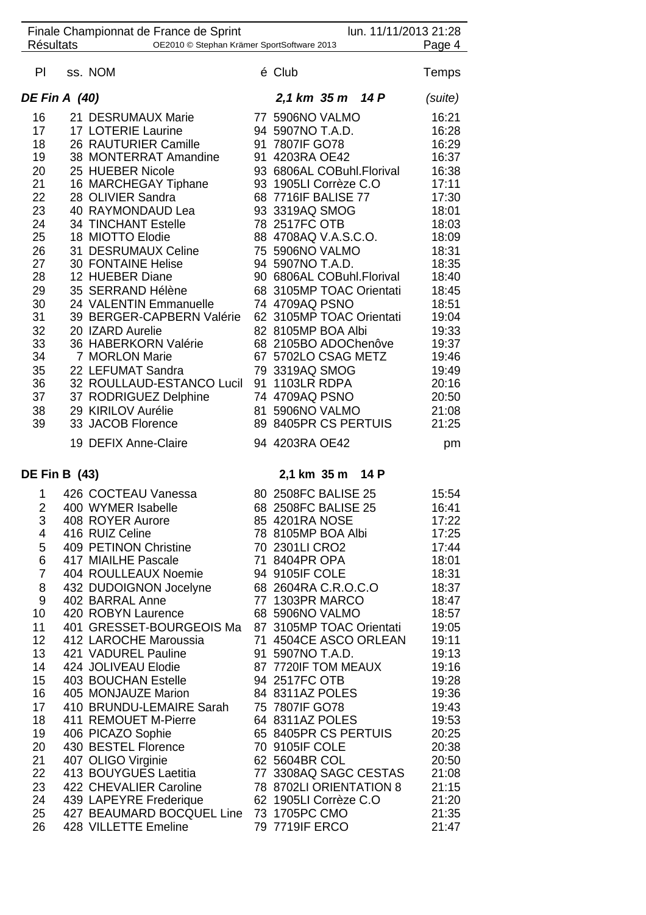Finale Championnat de France de Sprint — lun. 11/11/2013 21:28

Résultats — OE2010 © Stephan Krämer SportSoftware 2013

### DE Fin A (40) — 2,1 km 35 m 14 P (suite)

| Pl | ss. | NOM | é | Club | Temps |
|---|---|---|---|---|---|
| 16 | 21 | DESRUMAUX Marie | 77 | 5906NO VALMO | 16:21 |
| 17 | 17 | LOTERIE Laurine | 94 | 5907NO T.A.D. | 16:28 |
| 18 | 26 | RAUTURIER Camille | 91 | 7807IF GO78 | 16:29 |
| 19 | 38 | MONTERRAT Amandine | 91 | 4203RA OE42 | 16:37 |
| 20 | 25 | HUEBER Nicole | 93 | 6806AL COBuhl.Florival | 16:38 |
| 21 | 16 | MARCHEGAY Tiphane | 93 | 1905LI Corrèze C.O | 17:11 |
| 22 | 28 | OLIVIER Sandra | 68 | 7716IF BALISE 77 | 17:30 |
| 23 | 40 | RAYMONDAUD Lea | 93 | 3319AQ SMOG | 18:01 |
| 24 | 34 | TINCHANT Estelle | 78 | 2517FC OTB | 18:03 |
| 25 | 18 | MIOTTO Elodie | 88 | 4708AQ V.A.S.C.O. | 18:09 |
| 26 | 31 | DESRUMAUX Celine | 75 | 5906NO VALMO | 18:31 |
| 27 | 30 | FONTAINE Helise | 94 | 5907NO T.A.D. | 18:35 |
| 28 | 12 | HUEBER Diane | 90 | 6806AL COBuhl.Florival | 18:40 |
| 29 | 35 | SERRAND Hélène | 68 | 3105MP TOAC Orientati | 18:45 |
| 30 | 24 | VALENTIN Emmanuelle | 74 | 4709AQ PSNO | 18:51 |
| 31 | 39 | BERGER-CAPBERN Valérie | 62 | 3105MP TOAC Orientati | 19:04 |
| 32 | 20 | IZARD Aurelie | 82 | 8105MP BOA Albi | 19:33 |
| 33 | 36 | HABERKORN Valérie | 68 | 2105BO ADOChenôve | 19:37 |
| 34 | 7 | MORLON Marie | 67 | 5702LO CSAG METZ | 19:46 |
| 35 | 22 | LEFUMAT Sandra | 79 | 3319AQ SMOG | 19:49 |
| 36 | 32 | ROULLAUD-ESTANCO Lucil | 91 | 1103LR RDPA | 20:16 |
| 37 | 37 | RODRIGUEZ Delphine | 74 | 4709AQ PSNO | 20:50 |
| 38 | 29 | KIRILOV Aurélie | 81 | 5906NO VALMO | 21:08 |
| 39 | 33 | JACOB Florence | 89 | 8405PR CS PERTUIS | 21:25 |
| | 19 | DEFIX Anne-Claire | 94 | 4203RA OE42 | pm |

### DE Fin B (43) — 2,1 km 35 m 14 P

| Pl | ss. | NOM | é | Club | Temps |
|---|---|---|---|---|---|
| 1 | 426 | COCTEAU Vanessa | 80 | 2508FC BALISE 25 | 15:54 |
| 2 | 400 | WYMER Isabelle | 68 | 2508FC BALISE 25 | 16:41 |
| 3 | 408 | ROYER Aurore | 85 | 4201RA NOSE | 17:22 |
| 4 | 416 | RUIZ Celine | 78 | 8105MP BOA Albi | 17:25 |
| 5 | 409 | PETINON Christine | 70 | 2301LI CRO2 | 17:44 |
| 6 | 417 | MIAILHE Pascale | 71 | 8404PR OPA | 18:01 |
| 7 | 404 | ROULLEAUX Noemie | 94 | 9105IF COLE | 18:31 |
| 8 | 432 | DUDOIGNON Jocelyne | 68 | 2604RA C.R.O.C.O | 18:37 |
| 9 | 402 | BARRAL Anne | 77 | 1303PR MARCO | 18:47 |
| 10 | 420 | ROBYN Laurence | 68 | 5906NO VALMO | 18:57 |
| 11 | 401 | GRESSET-BOURGEOIS Ma | 87 | 3105MP TOAC Orientati | 19:05 |
| 12 | 412 | LAROCHE Maroussia | 71 | 4504CE ASCO ORLEAN | 19:11 |
| 13 | 421 | VADUREL Pauline | 91 | 5907NO T.A.D. | 19:13 |
| 14 | 424 | JOLIVEAU Elodie | 87 | 7720IF TOM MEAUX | 19:16 |
| 15 | 403 | BOUCHAN Estelle | 94 | 2517FC OTB | 19:28 |
| 16 | 405 | MONJAUZE Marion | 84 | 8311AZ POLES | 19:36 |
| 17 | 410 | BRUNDU-LEMAIRE Sarah | 75 | 7807IF GO78 | 19:43 |
| 18 | 411 | REMOUET M-Pierre | 64 | 8311AZ POLES | 19:53 |
| 19 | 406 | PICAZO Sophie | 65 | 8405PR CS PERTUIS | 20:25 |
| 20 | 430 | BESTEL Florence | 70 | 9105IF COLE | 20:38 |
| 21 | 407 | OLIGO Virginie | 62 | 5604BR COL | 20:50 |
| 22 | 413 | BOUYGUES Laetitia | 77 | 3308AQ SAGC CESTAS | 21:08 |
| 23 | 422 | CHEVALIER Caroline | 78 | 8702LI ORIENTATION 8 | 21:15 |
| 24 | 439 | LAPEYRE Frederique | 62 | 1905LI Corrèze C.O | 21:20 |
| 25 | 427 | BEAUMARD BOCQUEL Line | 73 | 1705PC CMO | 21:35 |
| 26 | 428 | VILLETTE Emeline | 79 | 7719IF ERCO | 21:47 |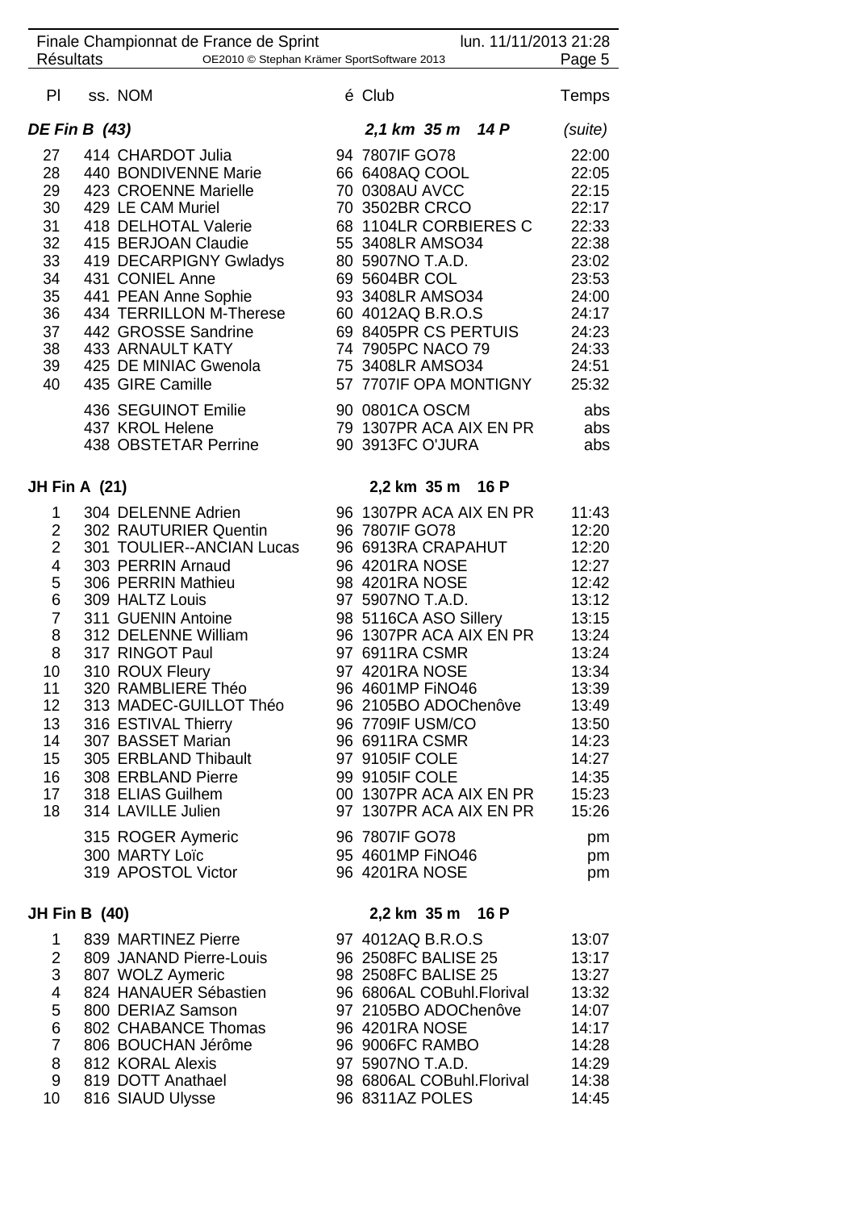Finale Championnat de France de Sprint — lun. 11/11/2013 21:28
Résultats — OE2010 © Stephan Krämer SportSoftware 2013

| Pl | ss. | NOM | é | Club | Temps |
|---|---|---|---|---|---|

## DE Fin B (43) — 2,1 km 35 m 14 P (suite)

| Pl | ss. | NOM | é | Club | Temps |
|---|---|---|---|---|---|
| 27 | 414 | CHARDOT Julia | 94 | 7807IF GO78 | 22:00 |
| 28 | 440 | BONDIVENNE Marie | 66 | 6408AQ COOL | 22:05 |
| 29 | 423 | CROENNE Marielle | 70 | 0308AU AVCC | 22:15 |
| 30 | 429 | LE CAM Muriel | 70 | 3502BR CRCO | 22:17 |
| 31 | 418 | DELHOTAL Valerie | 68 | 1104LR CORBIERES C | 22:33 |
| 32 | 415 | BERJOAN Claudie | 55 | 3408LR AMSO34 | 22:38 |
| 33 | 419 | DECARPIGNY Gwladys | 80 | 5907NO T.A.D. | 23:02 |
| 34 | 431 | CONIEL Anne | 69 | 5604BR COL | 23:53 |
| 35 | 441 | PEAN Anne Sophie | 93 | 3408LR AMSO34 | 24:00 |
| 36 | 434 | TERRILLON M-Therese | 60 | 4012AQ B.R.O.S | 24:17 |
| 37 | 442 | GROSSE Sandrine | 69 | 8405PR CS PERTUIS | 24:23 |
| 38 | 433 | ARNAULT KATY | 74 | 7905PC NACO 79 | 24:33 |
| 39 | 425 | DE MINIAC Gwenola | 75 | 3408LR AMSO34 | 24:51 |
| 40 | 435 | GIRE Camille | 57 | 7707IF OPA MONTIGNY | 25:32 |
| | 436 | SEGUINOT Emilie | 90 | 0801CA OSCM | abs |
| | 437 | KROL Helene | 79 | 1307PR ACA AIX EN PR | abs |
| | 438 | OBSTETAR Perrine | 90 | 3913FC O'JURA | abs |

## JH Fin A (21) — 2,2 km 35 m 16 P

| Pl | ss. | NOM | é | Club | Temps |
|---|---|---|---|---|---|
| 1 | 304 | DELENNE Adrien | 96 | 1307PR ACA AIX EN PR | 11:43 |
| 2 | 302 | RAUTURIER Quentin | 96 | 7807IF GO78 | 12:20 |
| 2 | 301 | TOULIER--ANCIAN Lucas | 96 | 6913RA CRAPAHUT | 12:20 |
| 4 | 303 | PERRIN Arnaud | 96 | 4201RA NOSE | 12:27 |
| 5 | 306 | PERRIN Mathieu | 98 | 4201RA NOSE | 12:42 |
| 6 | 309 | HALTZ Louis | 97 | 5907NO T.A.D. | 13:12 |
| 7 | 311 | GUENIN Antoine | 98 | 5116CA ASO Sillery | 13:15 |
| 8 | 312 | DELENNE William | 96 | 1307PR ACA AIX EN PR | 13:24 |
| 8 | 317 | RINGOT Paul | 97 | 6911RA CSMR | 13:24 |
| 10 | 310 | ROUX Fleury | 97 | 4201RA NOSE | 13:34 |
| 11 | 320 | RAMBLIERE Théo | 96 | 4601MP FiNO46 | 13:39 |
| 12 | 313 | MADEC-GUILLOT Théo | 96 | 2105BO ADOChenôve | 13:49 |
| 13 | 316 | ESTIVAL Thierry | 96 | 7709IF USM/CO | 13:50 |
| 14 | 307 | BASSET Marian | 96 | 6911RA CSMR | 14:23 |
| 15 | 305 | ERBLAND Thibault | 97 | 9105IF COLE | 14:27 |
| 16 | 308 | ERBLAND Pierre | 99 | 9105IF COLE | 14:35 |
| 17 | 318 | ELIAS Guilhem | 00 | 1307PR ACA AIX EN PR | 15:23 |
| 18 | 314 | LAVILLE Julien | 97 | 1307PR ACA AIX EN PR | 15:26 |
| | 315 | ROGER Aymeric | 96 | 7807IF GO78 | pm |
| | 300 | MARTY Loïc | 95 | 4601MP FiNO46 | pm |
| | 319 | APOSTOL Victor | 96 | 4201RA NOSE | pm |

## JH Fin B (40) — 2,2 km 35 m 16 P

| Pl | ss. | NOM | é | Club | Temps |
|---|---|---|---|---|---|
| 1 | 839 | MARTINEZ Pierre | 97 | 4012AQ B.R.O.S | 13:07 |
| 2 | 809 | JANAND Pierre-Louis | 96 | 2508FC BALISE 25 | 13:17 |
| 3 | 807 | WOLZ Aymeric | 98 | 2508FC BALISE 25 | 13:27 |
| 4 | 824 | HANAUER Sébastien | 96 | 6806AL COBuhl.Florival | 13:32 |
| 5 | 800 | DERIAZ Samson | 97 | 2105BO ADOChenôve | 14:07 |
| 6 | 802 | CHABANCE Thomas | 96 | 4201RA NOSE | 14:17 |
| 7 | 806 | BOUCHAN Jérôme | 96 | 9006FC RAMBO | 14:28 |
| 8 | 812 | KORAL Alexis | 97 | 5907NO T.A.D. | 14:29 |
| 9 | 819 | DOTT Anathael | 98 | 6806AL COBuhl.Florival | 14:38 |
| 10 | 816 | SIAUD Ulysse | 96 | 8311AZ POLES | 14:45 |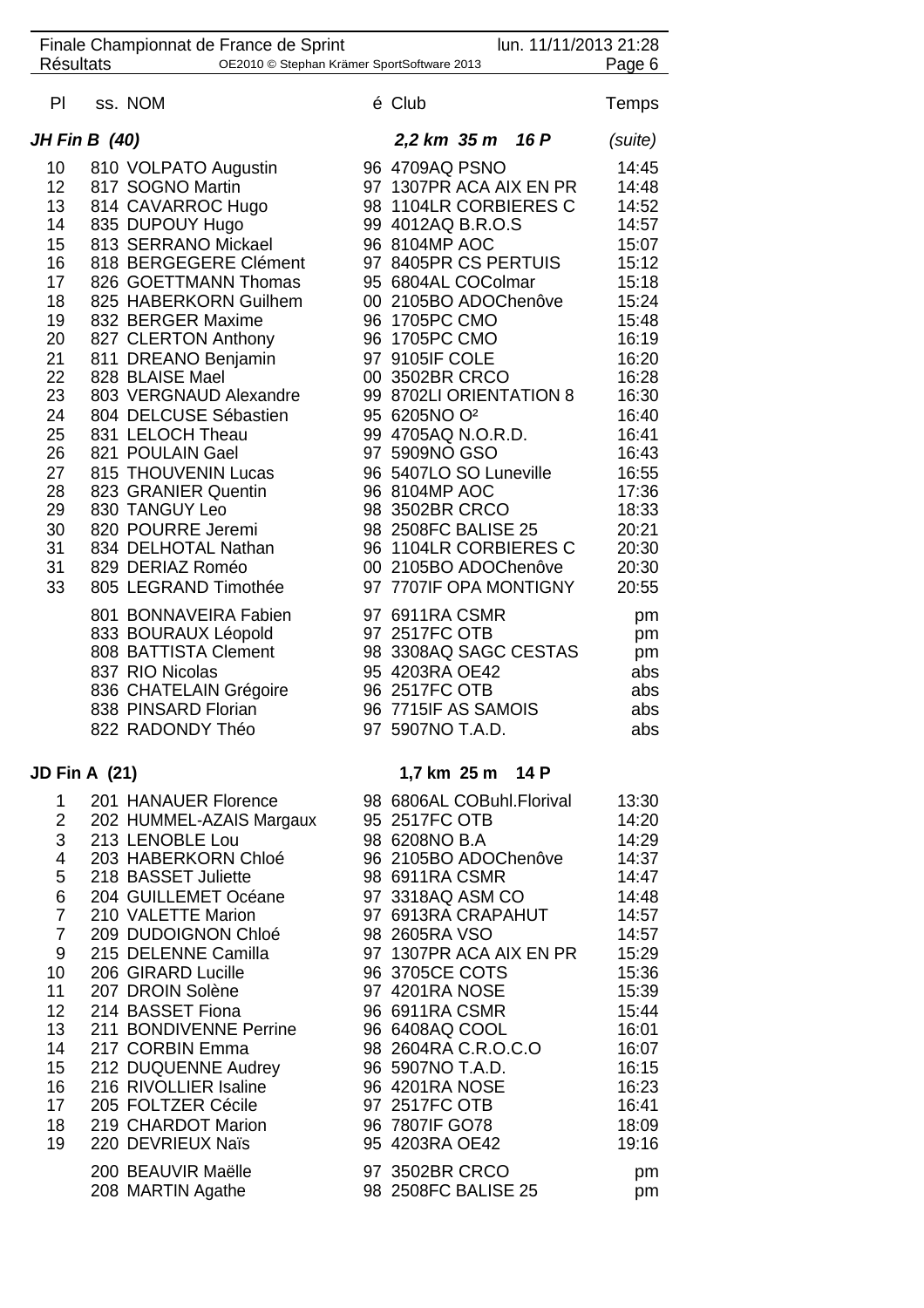Finale Championnat de France de Sprint — lun. 11/11/2013 21:28

Résultats — OE2010 © Stephan Krämer SportSoftware 2013

## JH Fin B (40) — 2,2 km 35 m 16 P (suite)

| Pl | ss. | NOM | é | Club | Temps |
|---|---|---|---|---|---|
| 10 | 810 | VOLPATO Augustin | 96 | 4709AQ PSNO | 14:45 |
| 12 | 817 | SOGNO Martin | 97 | 1307PR ACA AIX EN PR | 14:48 |
| 13 | 814 | CAVARROC Hugo | 98 | 1104LR CORBIERES C | 14:52 |
| 14 | 835 | DUPOUY Hugo | 99 | 4012AQ B.R.O.S | 14:57 |
| 15 | 813 | SERRANO Mickael | 96 | 8104MP AOC | 15:07 |
| 16 | 818 | BERGEGERE Clément | 97 | 8405PR CS PERTUIS | 15:12 |
| 17 | 826 | GOETTMANN Thomas | 95 | 6804AL COColmar | 15:18 |
| 18 | 825 | HABERKORN Guilhem | 00 | 2105BO ADOChenôve | 15:24 |
| 19 | 832 | BERGER Maxime | 96 | 1705PC CMO | 15:48 |
| 20 | 827 | CLERTON Anthony | 96 | 1705PC CMO | 16:19 |
| 21 | 811 | DREANO Benjamin | 97 | 9105IF COLE | 16:20 |
| 22 | 828 | BLAISE Mael | 00 | 3502BR CRCO | 16:28 |
| 23 | 803 | VERGNAUD Alexandre | 99 | 8702LI ORIENTATION 8 | 16:30 |
| 24 | 804 | DELCUSE Sébastien | 95 | 6205NO O² | 16:40 |
| 25 | 831 | LELOCH Theau | 99 | 4705AQ N.O.R.D. | 16:41 |
| 26 | 821 | POULAIN Gael | 97 | 5909NO GSO | 16:43 |
| 27 | 815 | THOUVENIN Lucas | 96 | 5407LO SO Luneville | 16:55 |
| 28 | 823 | GRANIER Quentin | 96 | 8104MP AOC | 17:36 |
| 29 | 830 | TANGUY Leo | 98 | 3502BR CRCO | 18:33 |
| 30 | 820 | POURRE Jeremi | 98 | 2508FC BALISE 25 | 20:21 |
| 31 | 834 | DELHOTAL Nathan | 96 | 1104LR CORBIERES C | 20:30 |
| 31 | 829 | DERIAZ Roméo | 00 | 2105BO ADOChenôve | 20:30 |
| 33 | 805 | LEGRAND Timothée | 97 | 7707IF OPA MONTIGNY | 20:55 |
| | 801 | BONNAVEIRA Fabien | 97 | 6911RA CSMR | pm |
| | 833 | BOURAUX Léopold | 97 | 2517FC OTB | pm |
| | 808 | BATTISTA Clement | 98 | 3308AQ SAGC CESTAS | pm |
| | 837 | RIO Nicolas | 95 | 4203RA OE42 | abs |
| | 836 | CHATELAIN Grégoire | 96 | 2517FC OTB | abs |
| | 838 | PINSARD Florian | 96 | 7715IF AS SAMOIS | abs |
| | 822 | RADONDY Théo | 97 | 5907NO T.A.D. | abs |

## JD Fin A (21) — 1,7 km 25 m 14 P

| Pl | ss. | NOM | é | Club | Temps |
|---|---|---|---|---|---|
| 1 | 201 | HANAUER Florence | 98 | 6806AL COBuhl.Florival | 13:30 |
| 2 | 202 | HUMMEL-AZAIS Margaux | 95 | 2517FC OTB | 14:20 |
| 3 | 213 | LENOBLE Lou | 98 | 6208NO B.A | 14:29 |
| 4 | 203 | HABERKORN Chloé | 96 | 2105BO ADOChenôve | 14:37 |
| 5 | 218 | BASSET Juliette | 98 | 6911RA CSMR | 14:47 |
| 6 | 204 | GUILLEMET Océane | 97 | 3318AQ ASM CO | 14:48 |
| 7 | 210 | VALETTE Marion | 97 | 6913RA CRAPAHUT | 14:57 |
| 7 | 209 | DUDOIGNON Chloé | 98 | 2605RA VSO | 14:57 |
| 9 | 215 | DELENNE Camilla | 97 | 1307PR ACA AIX EN PR | 15:29 |
| 10 | 206 | GIRARD Lucille | 96 | 3705CE COTS | 15:36 |
| 11 | 207 | DROIN Solène | 97 | 4201RA NOSE | 15:39 |
| 12 | 214 | BASSET Fiona | 96 | 6911RA CSMR | 15:44 |
| 13 | 211 | BONDIVENNE Perrine | 96 | 6408AQ COOL | 16:01 |
| 14 | 217 | CORBIN Emma | 98 | 2604RA C.R.O.C.O | 16:07 |
| 15 | 212 | DUQUENNE Audrey | 96 | 5907NO T.A.D. | 16:15 |
| 16 | 216 | RIVOLLIER Isaline | 96 | 4201RA NOSE | 16:23 |
| 17 | 205 | FOLTZER Cécile | 97 | 2517FC OTB | 16:41 |
| 18 | 219 | CHARDOT Marion | 96 | 7807IF GO78 | 18:09 |
| 19 | 220 | DEVRIEUX Naïs | 95 | 4203RA OE42 | 19:16 |
| | 200 | BEAUVIR Maëlle | 97 | 3502BR CRCO | pm |
| | 208 | MARTIN Agathe | 98 | 2508FC BALISE 25 | pm |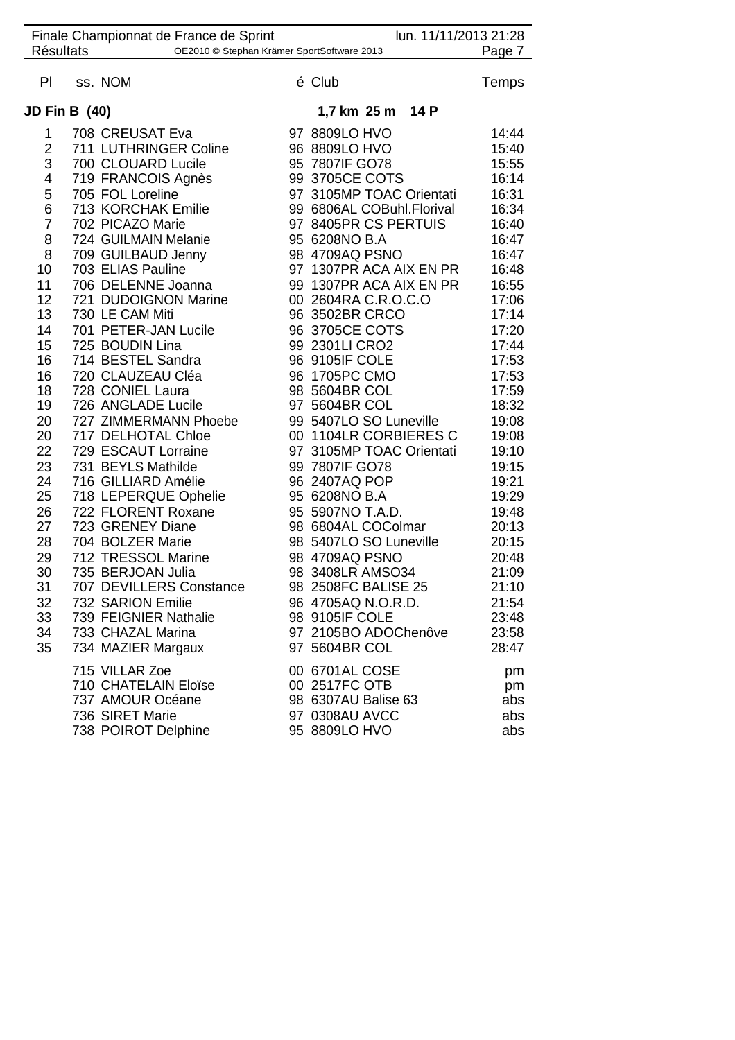| Pl | ss. | NOM | é | Club | Temps |
|---|---|---|---|---|---|
| **JD Fin B (40)** | | | | **1,7 km 25 m 14 P** | |
| 1 | 708 | CREUSAT Eva | 97 | 8809LO HVO | 14:44 |
| 2 | 711 | LUTHRINGER Coline | 96 | 8809LO HVO | 15:40 |
| 3 | 700 | CLOUARD Lucile | 95 | 7807IF GO78 | 15:55 |
| 4 | 719 | FRANCOIS Agnès | 99 | 3705CE COTS | 16:14 |
| 5 | 705 | FOL Loreline | 97 | 3105MP TOAC Orientati | 16:31 |
| 6 | 713 | KORCHAK Emilie | 99 | 6806AL COBuhl.Florival | 16:34 |
| 7 | 702 | PICAZO Marie | 97 | 8405PR CS PERTUIS | 16:40 |
| 8 | 724 | GUILMAIN Melanie | 95 | 6208NO B.A | 16:47 |
| 8 | 709 | GUILBAUD Jenny | 98 | 4709AQ PSNO | 16:47 |
| 10 | 703 | ELIAS Pauline | 97 | 1307PR ACA AIX EN PR | 16:48 |
| 11 | 706 | DELENNE Joanna | 99 | 1307PR ACA AIX EN PR | 16:55 |
| 12 | 721 | DUDOIGNON Marine | 00 | 2604RA C.R.O.C.O | 17:06 |
| 13 | 730 | LE CAM Miti | 96 | 3502BR CRCO | 17:14 |
| 14 | 701 | PETER-JAN Lucile | 96 | 3705CE COTS | 17:20 |
| 15 | 725 | BOUDIN Lina | 99 | 2301LI CRO2 | 17:44 |
| 16 | 714 | BESTEL Sandra | 96 | 9105IF COLE | 17:53 |
| 16 | 720 | CLAUZEAU Cléa | 96 | 1705PC CMO | 17:53 |
| 18 | 728 | CONIEL Laura | 98 | 5604BR COL | 17:59 |
| 19 | 726 | ANGLADE Lucile | 97 | 5604BR COL | 18:32 |
| 20 | 727 | ZIMMERMANN Phoebe | 99 | 5407LO SO Luneville | 19:08 |
| 20 | 717 | DELHOTAL Chloe | 00 | 1104LR CORBIERES C | 19:08 |
| 22 | 729 | ESCAUT Lorraine | 97 | 3105MP TOAC Orientati | 19:10 |
| 23 | 731 | BEYLS Mathilde | 99 | 7807IF GO78 | 19:15 |
| 24 | 716 | GILLIARD Amélie | 96 | 2407AQ POP | 19:21 |
| 25 | 718 | LEPERQUE Ophelie | 95 | 6208NO B.A | 19:29 |
| 26 | 722 | FLORENT Roxane | 95 | 5907NO T.A.D. | 19:48 |
| 27 | 723 | GRENEY Diane | 98 | 6804AL COColmar | 20:13 |
| 28 | 704 | BOLZER Marie | 98 | 5407LO SO Luneville | 20:15 |
| 29 | 712 | TRESSOL Marine | 98 | 4709AQ PSNO | 20:48 |
| 30 | 735 | BERJOAN Julia | 98 | 3408LR AMSO34 | 21:09 |
| 31 | 707 | DEVILLERS Constance | 98 | 2508FC BALISE 25 | 21:10 |
| 32 | 732 | SARION Emilie | 96 | 4705AQ N.O.R.D. | 21:54 |
| 33 | 739 | FEIGNIER Nathalie | 98 | 9105IF COLE | 23:48 |
| 34 | 733 | CHAZAL Marina | 97 | 2105BO ADOChenôve | 23:58 |
| 35 | 734 | MAZIER Margaux | 97 | 5604BR COL | 28:47 |
| | 715 | VILLAR Zoe | 00 | 6701AL COSE | pm |
| | 710 | CHATELAIN Eloïse | 00 | 2517FC OTB | pm |
| | 737 | AMOUR Océane | 98 | 6307AU Balise 63 | abs |
| | 736 | SIRET Marie | 97 | 0308AU AVCC | abs |
| | 738 | POIROT Delphine | 95 | 8809LO HVO | abs |